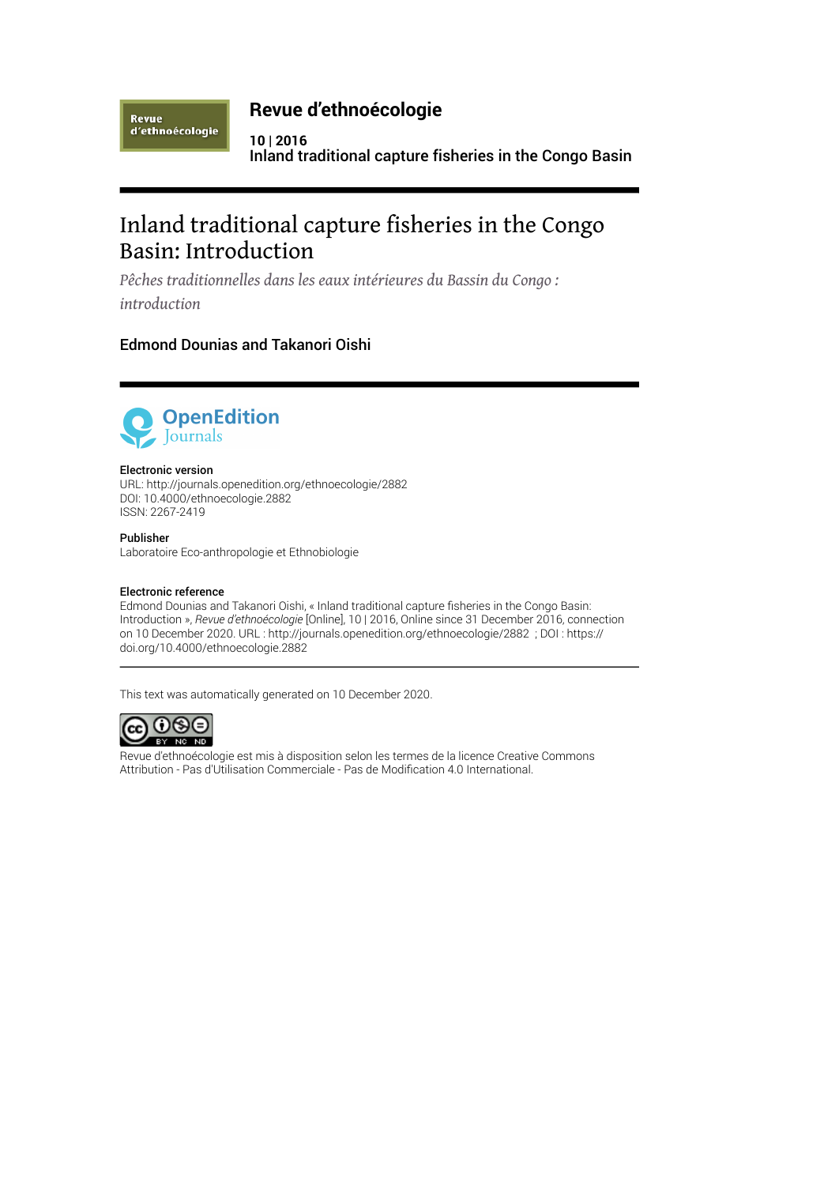# Revue d'ethnoécologie

**10 | 2016**
**Inland traditional capture fisheries in the Congo Basin**

# Inland traditional capture fisheries in the Congo Basin: Introduction

*Pêches traditionnelles dans les eaux intérieures du Bassin du Congo : introduction*

Edmond Dounias and Takanori Oishi

**Electronic version**
URL: http://journals.openedition.org/ethnoecologie/2882
DOI: 10.4000/ethnoecologie.2882
ISSN: 2267-2419

**Publisher**
Laboratoire Eco-anthropologie et Ethnobiologie

**Electronic reference**
Edmond Dounias and Takanori Oishi, « Inland traditional capture fisheries in the Congo Basin: Introduction », *Revue d'ethnoécologie* [Online], 10 | 2016, Online since 31 December 2016, connection on 10 December 2020. URL : http://journals.openedition.org/ethnoecologie/2882 ; DOI : https://doi.org/10.4000/ethnoecologie.2882

---

This text was automatically generated on 10 December 2020.

Revue d'ethnoécologie est mis à disposition selon les termes de la licence Creative Commons Attribution - Pas d'Utilisation Commerciale - Pas de Modification 4.0 International.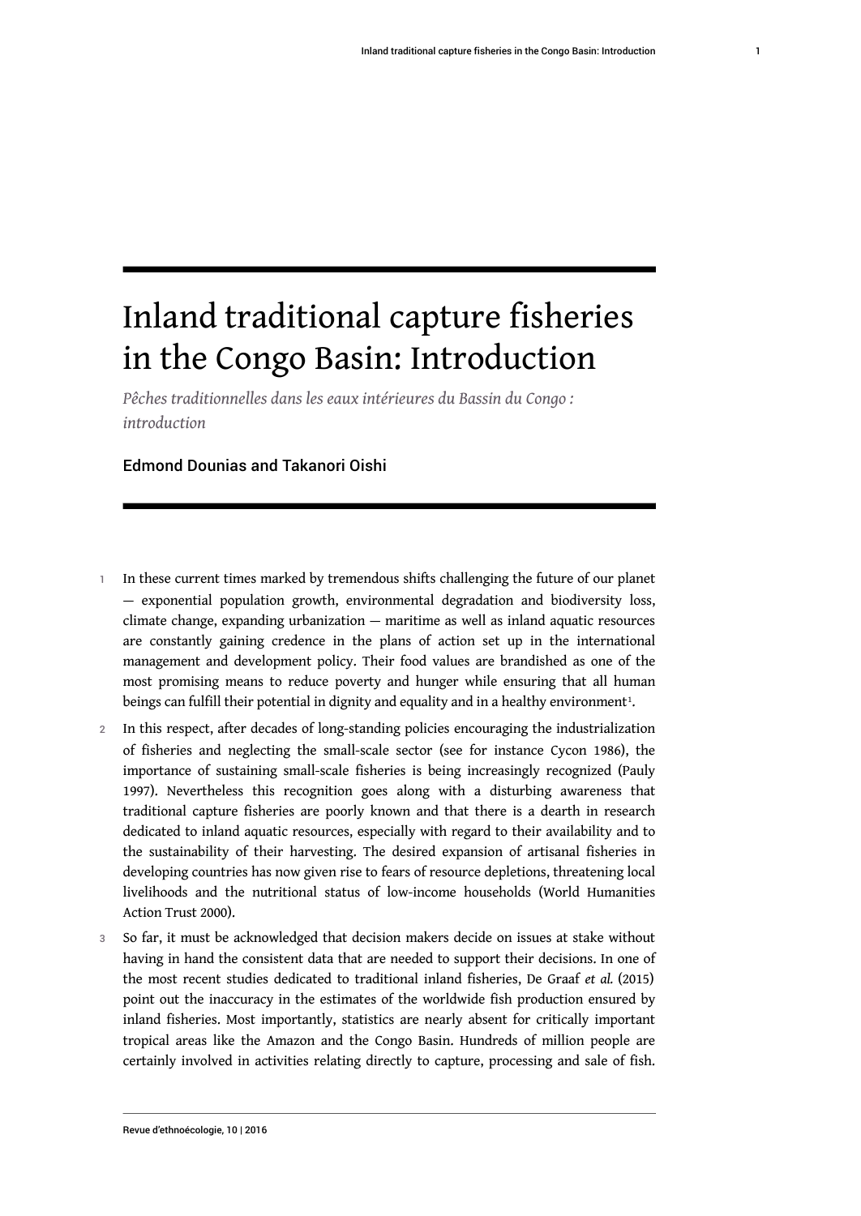# Inland traditional capture fisheries in the Congo Basin: Introduction

*Pêches traditionnelles dans les eaux intérieures du Bassin du Congo : introduction*

Edmond Dounias and Takanori Oishi

1 In these current times marked by tremendous shifts challenging the future of our planet — exponential population growth, environmental degradation and biodiversity loss, climate change, expanding urbanization — maritime as well as inland aquatic resources are constantly gaining credence in the plans of action set up in the international management and development policy. Their food values are brandished as one of the most promising means to reduce poverty and hunger while ensuring that all human beings can fulfill their potential in dignity and equality and in a healthy environment[1].

2 In this respect, after decades of long-standing policies encouraging the industrialization of fisheries and neglecting the small-scale sector (see for instance Cycon 1986), the importance of sustaining small-scale fisheries is being increasingly recognized (Pauly 1997). Nevertheless this recognition goes along with a disturbing awareness that traditional capture fisheries are poorly known and that there is a dearth in research dedicated to inland aquatic resources, especially with regard to their availability and to the sustainability of their harvesting. The desired expansion of artisanal fisheries in developing countries has now given rise to fears of resource depletions, threatening local livelihoods and the nutritional status of low-income households (World Humanities Action Trust 2000).

3 So far, it must be acknowledged that decision makers decide on issues at stake without having in hand the consistent data that are needed to support their decisions. In one of the most recent studies dedicated to traditional inland fisheries, De Graaf *et al.* (2015) point out the inaccuracy in the estimates of the worldwide fish production ensured by inland fisheries. Most importantly, statistics are nearly absent for critically important tropical areas like the Amazon and the Congo Basin. Hundreds of million people are certainly involved in activities relating directly to capture, processing and sale of fish.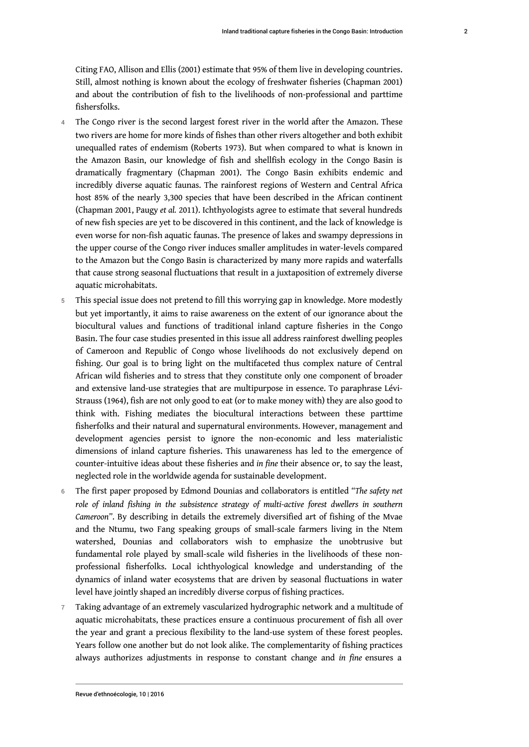Citing FAO, Allison and Ellis (2001) estimate that 95% of them live in developing countries. Still, almost nothing is known about the ecology of freshwater fisheries (Chapman 2001) and about the contribution of fish to the livelihoods of non-professional and parttime fishersfolks.

4 The Congo river is the second largest forest river in the world after the Amazon. These two rivers are home for more kinds of fishes than other rivers altogether and both exhibit unequalled rates of endemism (Roberts 1973). But when compared to what is known in the Amazon Basin, our knowledge of fish and shellfish ecology in the Congo Basin is dramatically fragmentary (Chapman 2001). The Congo Basin exhibits endemic and incredibly diverse aquatic faunas. The rainforest regions of Western and Central Africa host 85% of the nearly 3,300 species that have been described in the African continent (Chapman 2001, Paugy *et al.* 2011). Ichthyologists agree to estimate that several hundreds of new fish species are yet to be discovered in this continent, and the lack of knowledge is even worse for non-fish aquatic faunas. The presence of lakes and swampy depressions in the upper course of the Congo river induces smaller amplitudes in water-levels compared to the Amazon but the Congo Basin is characterized by many more rapids and waterfalls that cause strong seasonal fluctuations that result in a juxtaposition of extremely diverse aquatic microhabitats.

5 This special issue does not pretend to fill this worrying gap in knowledge. More modestly but yet importantly, it aims to raise awareness on the extent of our ignorance about the biocultural values and functions of traditional inland capture fisheries in the Congo Basin. The four case studies presented in this issue all address rainforest dwelling peoples of Cameroon and Republic of Congo whose livelihoods do not exclusively depend on fishing. Our goal is to bring light on the multifaceted thus complex nature of Central African wild fisheries and to stress that they constitute only one component of broader and extensive land-use strategies that are multipurpose in essence. To paraphrase Lévi-Strauss (1964), fish are not only good to eat (or to make money with) they are also good to think with. Fishing mediates the biocultural interactions between these parttime fisherfolks and their natural and supernatural environments. However, management and development agencies persist to ignore the non-economic and less materialistic dimensions of inland capture fisheries. This unawareness has led to the emergence of counter-intuitive ideas about these fisheries and *in fine* their absence or, to say the least, neglected role in the worldwide agenda for sustainable development.

6 The first paper proposed by Edmond Dounias and collaborators is entitled "*The safety net role of inland fishing in the subsistence strategy of multi-active forest dwellers in southern Cameroon*". By describing in details the extremely diversified art of fishing of the Mvae and the Ntumu, two Fang speaking groups of small-scale farmers living in the Ntem watershed, Dounias and collaborators wish to emphasize the unobtrusive but fundamental role played by small-scale wild fisheries in the livelihoods of these non-professional fisherfolks. Local ichthyological knowledge and understanding of the dynamics of inland water ecosystems that are driven by seasonal fluctuations in water level have jointly shaped an incredibly diverse corpus of fishing practices.

7 Taking advantage of an extremely vascularized hydrographic network and a multitude of aquatic microhabitats, these practices ensure a continuous procurement of fish all over the year and grant a precious flexibility to the land-use system of these forest peoples. Years follow one another but do not look alike. The complementarity of fishing practices always authorizes adjustments in response to constant change and *in fine* ensures a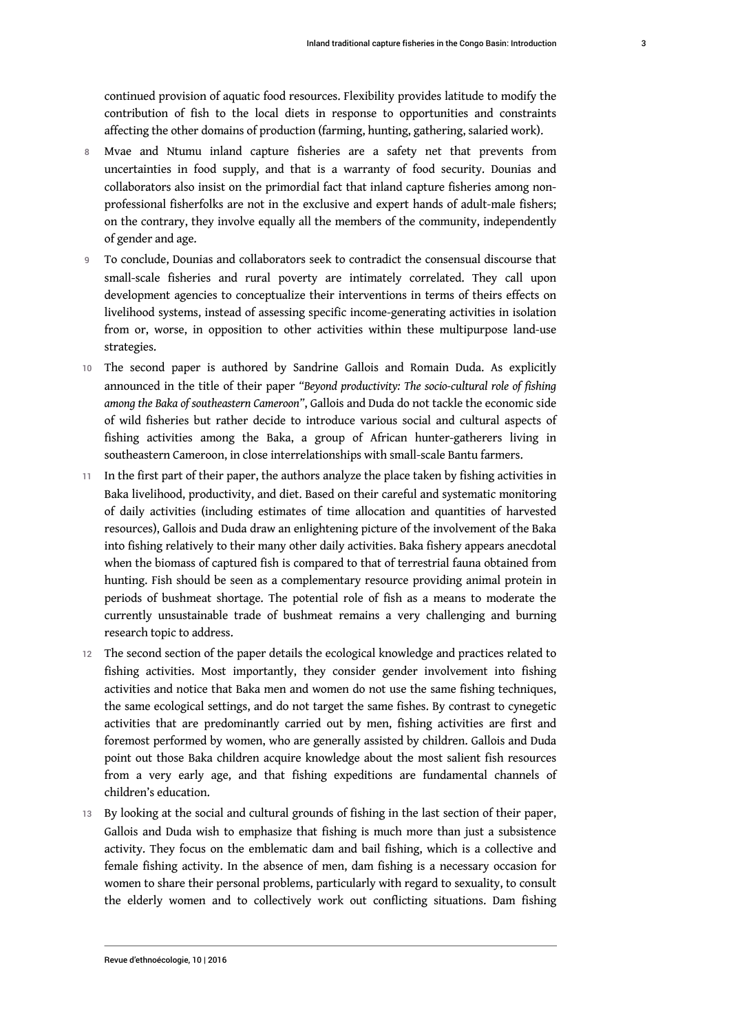continued provision of aquatic food resources. Flexibility provides latitude to modify the contribution of fish to the local diets in response to opportunities and constraints affecting the other domains of production (farming, hunting, gathering, salaried work).

8 Mvae and Ntumu inland capture fisheries are a safety net that prevents from uncertainties in food supply, and that is a warranty of food security. Dounias and collaborators also insist on the primordial fact that inland capture fisheries among non-professional fisherfolks are not in the exclusive and expert hands of adult-male fishers; on the contrary, they involve equally all the members of the community, independently of gender and age.

9 To conclude, Dounias and collaborators seek to contradict the consensual discourse that small-scale fisheries and rural poverty are intimately correlated. They call upon development agencies to conceptualize their interventions in terms of theirs effects on livelihood systems, instead of assessing specific income-generating activities in isolation from or, worse, in opposition to other activities within these multipurpose land-use strategies.

10 The second paper is authored by Sandrine Gallois and Romain Duda. As explicitly announced in the title of their paper *"Beyond productivity: The socio-cultural role of fishing among the Baka of southeastern Cameroon"*, Gallois and Duda do not tackle the economic side of wild fisheries but rather decide to introduce various social and cultural aspects of fishing activities among the Baka, a group of African hunter-gatherers living in southeastern Cameroon, in close interrelationships with small-scale Bantu farmers.

11 In the first part of their paper, the authors analyze the place taken by fishing activities in Baka livelihood, productivity, and diet. Based on their careful and systematic monitoring of daily activities (including estimates of time allocation and quantities of harvested resources), Gallois and Duda draw an enlightening picture of the involvement of the Baka into fishing relatively to their many other daily activities. Baka fishery appears anecdotal when the biomass of captured fish is compared to that of terrestrial fauna obtained from hunting. Fish should be seen as a complementary resource providing animal protein in periods of bushmeat shortage. The potential role of fish as a means to moderate the currently unsustainable trade of bushmeat remains a very challenging and burning research topic to address.

12 The second section of the paper details the ecological knowledge and practices related to fishing activities. Most importantly, they consider gender involvement into fishing activities and notice that Baka men and women do not use the same fishing techniques, the same ecological settings, and do not target the same fishes. By contrast to cynegetic activities that are predominantly carried out by men, fishing activities are first and foremost performed by women, who are generally assisted by children. Gallois and Duda point out those Baka children acquire knowledge about the most salient fish resources from a very early age, and that fishing expeditions are fundamental channels of children's education.

13 By looking at the social and cultural grounds of fishing in the last section of their paper, Gallois and Duda wish to emphasize that fishing is much more than just a subsistence activity. They focus on the emblematic dam and bail fishing, which is a collective and female fishing activity. In the absence of men, dam fishing is a necessary occasion for women to share their personal problems, particularly with regard to sexuality, to consult the elderly women and to collectively work out conflicting situations. Dam fishing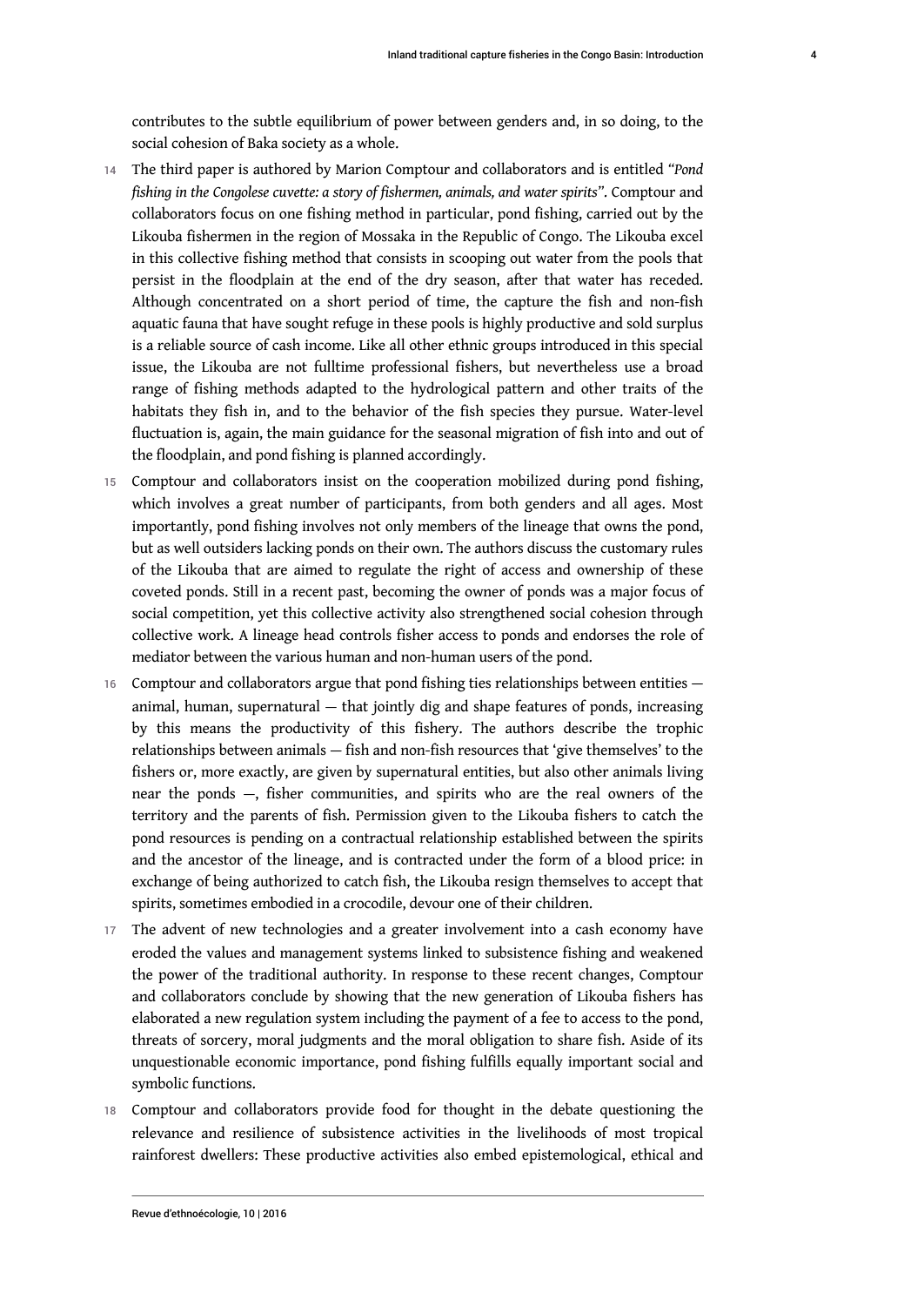contributes to the subtle equilibrium of power between genders and, in so doing, to the social cohesion of Baka society as a whole.

14 The third paper is authored by Marion Comptour and collaborators and is entitled *"Pond fishing in the Congolese cuvette: a story of fishermen, animals, and water spirits"*. Comptour and collaborators focus on one fishing method in particular, pond fishing, carried out by the Likouba fishermen in the region of Mossaka in the Republic of Congo. The Likouba excel in this collective fishing method that consists in scooping out water from the pools that persist in the floodplain at the end of the dry season, after that water has receded. Although concentrated on a short period of time, the capture the fish and non-fish aquatic fauna that have sought refuge in these pools is highly productive and sold surplus is a reliable source of cash income. Like all other ethnic groups introduced in this special issue, the Likouba are not fulltime professional fishers, but nevertheless use a broad range of fishing methods adapted to the hydrological pattern and other traits of the habitats they fish in, and to the behavior of the fish species they pursue. Water-level fluctuation is, again, the main guidance for the seasonal migration of fish into and out of the floodplain, and pond fishing is planned accordingly.

15 Comptour and collaborators insist on the cooperation mobilized during pond fishing, which involves a great number of participants, from both genders and all ages. Most importantly, pond fishing involves not only members of the lineage that owns the pond, but as well outsiders lacking ponds on their own. The authors discuss the customary rules of the Likouba that are aimed to regulate the right of access and ownership of these coveted ponds. Still in a recent past, becoming the owner of ponds was a major focus of social competition, yet this collective activity also strengthened social cohesion through collective work. A lineage head controls fisher access to ponds and endorses the role of mediator between the various human and non-human users of the pond.

16 Comptour and collaborators argue that pond fishing ties relationships between entities — animal, human, supernatural — that jointly dig and shape features of ponds, increasing by this means the productivity of this fishery. The authors describe the trophic relationships between animals — fish and non-fish resources that 'give themselves' to the fishers or, more exactly, are given by supernatural entities, but also other animals living near the ponds —, fisher communities, and spirits who are the real owners of the territory and the parents of fish. Permission given to the Likouba fishers to catch the pond resources is pending on a contractual relationship established between the spirits and the ancestor of the lineage, and is contracted under the form of a blood price: in exchange of being authorized to catch fish, the Likouba resign themselves to accept that spirits, sometimes embodied in a crocodile, devour one of their children.

17 The advent of new technologies and a greater involvement into a cash economy have eroded the values and management systems linked to subsistence fishing and weakened the power of the traditional authority. In response to these recent changes, Comptour and collaborators conclude by showing that the new generation of Likouba fishers has elaborated a new regulation system including the payment of a fee to access to the pond, threats of sorcery, moral judgments and the moral obligation to share fish. Aside of its unquestionable economic importance, pond fishing fulfills equally important social and symbolic functions.

18 Comptour and collaborators provide food for thought in the debate questioning the relevance and resilience of subsistence activities in the livelihoods of most tropical rainforest dwellers: These productive activities also embed epistemological, ethical and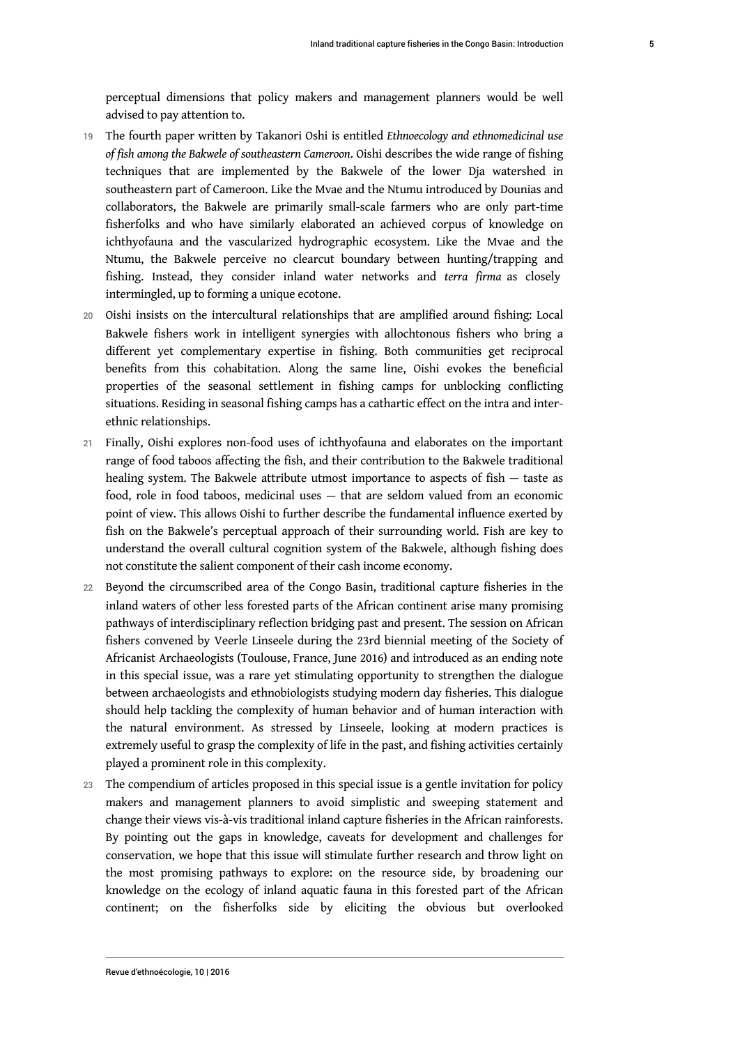perceptual dimensions that policy makers and management planners would be well advised to pay attention to.

19 The fourth paper written by Takanori Oshi is entitled *Ethnoecology and ethnomedicinal use of fish among the Bakwele of southeastern Cameroon*. Oishi describes the wide range of fishing techniques that are implemented by the Bakwele of the lower Dja watershed in southeastern part of Cameroon. Like the Mvae and the Ntumu introduced by Dounias and collaborators, the Bakwele are primarily small-scale farmers who are only part-time fisherfolks and who have similarly elaborated an achieved corpus of knowledge on ichthyofauna and the vascularized hydrographic ecosystem. Like the Mvae and the Ntumu, the Bakwele perceive no clearcut boundary between hunting/trapping and fishing. Instead, they consider inland water networks and *terra firma* as closely intermingled, up to forming a unique ecotone.

20 Oishi insists on the intercultural relationships that are amplified around fishing: Local Bakwele fishers work in intelligent synergies with allochtonous fishers who bring a different yet complementary expertise in fishing. Both communities get reciprocal benefits from this cohabitation. Along the same line, Oishi evokes the beneficial properties of the seasonal settlement in fishing camps for unblocking conflicting situations. Residing in seasonal fishing camps has a cathartic effect on the intra and inter-ethnic relationships.

21 Finally, Oishi explores non-food uses of ichthyofauna and elaborates on the important range of food taboos affecting the fish, and their contribution to the Bakwele traditional healing system. The Bakwele attribute utmost importance to aspects of fish — taste as food, role in food taboos, medicinal uses — that are seldom valued from an economic point of view. This allows Oishi to further describe the fundamental influence exerted by fish on the Bakwele's perceptual approach of their surrounding world. Fish are key to understand the overall cultural cognition system of the Bakwele, although fishing does not constitute the salient component of their cash income economy.

22 Beyond the circumscribed area of the Congo Basin, traditional capture fisheries in the inland waters of other less forested parts of the African continent arise many promising pathways of interdisciplinary reflection bridging past and present. The session on African fishers convened by Veerle Linseele during the 23rd biennial meeting of the Society of Africanist Archaeologists (Toulouse, France, June 2016) and introduced as an ending note in this special issue, was a rare yet stimulating opportunity to strengthen the dialogue between archaeologists and ethnobiologists studying modern day fisheries. This dialogue should help tackling the complexity of human behavior and of human interaction with the natural environment. As stressed by Linseele, looking at modern practices is extremely useful to grasp the complexity of life in the past, and fishing activities certainly played a prominent role in this complexity.

23 The compendium of articles proposed in this special issue is a gentle invitation for policy makers and management planners to avoid simplistic and sweeping statement and change their views vis-à-vis traditional inland capture fisheries in the African rainforests. By pointing out the gaps in knowledge, caveats for development and challenges for conservation, we hope that this issue will stimulate further research and throw light on the most promising pathways to explore: on the resource side, by broadening our knowledge on the ecology of inland aquatic fauna in this forested part of the African continent; on the fisherfolks side by eliciting the obvious but overlooked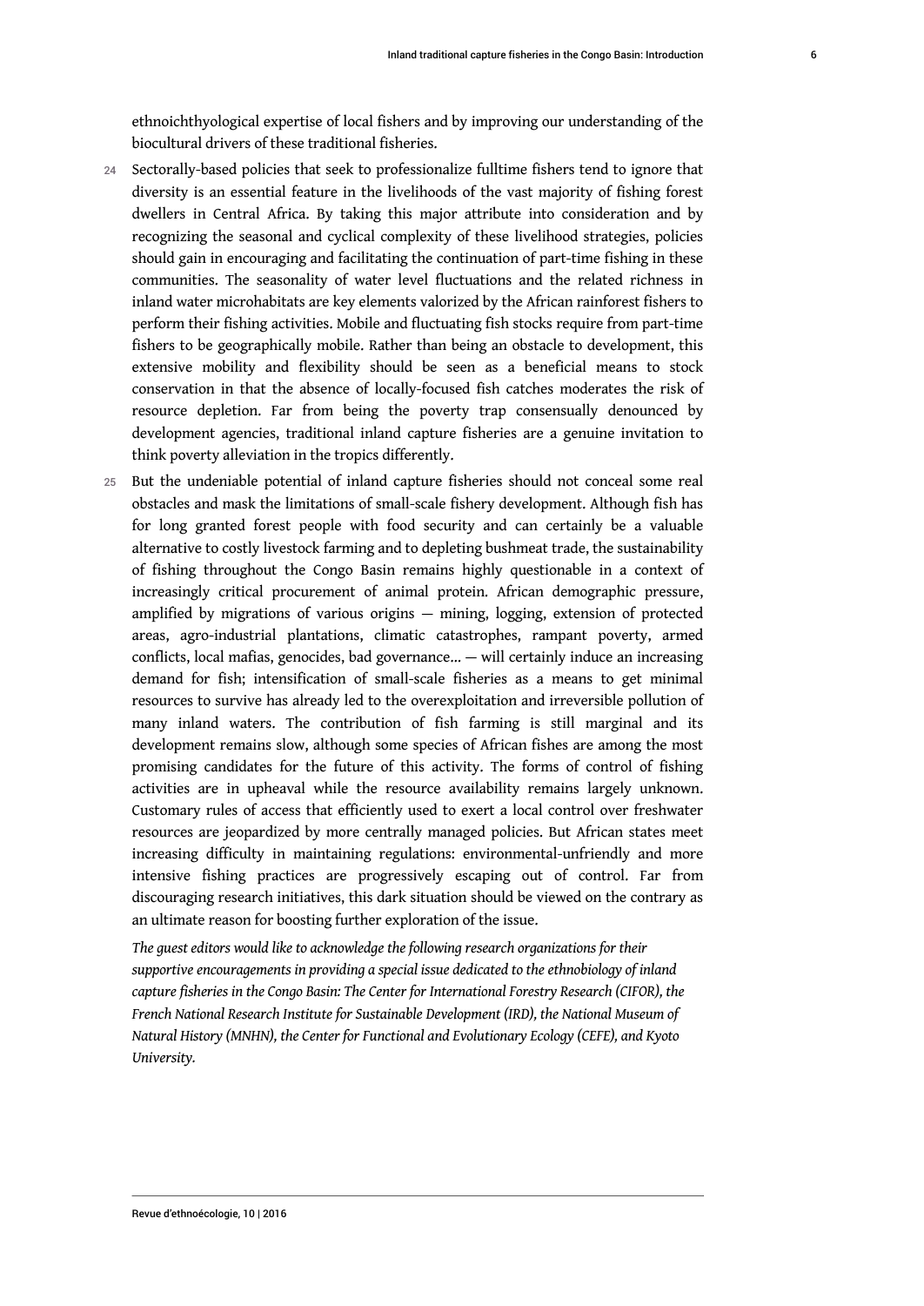ethnoichthyological expertise of local fishers and by improving our understanding of the biocultural drivers of these traditional fisheries.

24 Sectorally-based policies that seek to professionalize fulltime fishers tend to ignore that diversity is an essential feature in the livelihoods of the vast majority of fishing forest dwellers in Central Africa. By taking this major attribute into consideration and by recognizing the seasonal and cyclical complexity of these livelihood strategies, policies should gain in encouraging and facilitating the continuation of part-time fishing in these communities. The seasonality of water level fluctuations and the related richness in inland water microhabitats are key elements valorized by the African rainforest fishers to perform their fishing activities. Mobile and fluctuating fish stocks require from part-time fishers to be geographically mobile. Rather than being an obstacle to development, this extensive mobility and flexibility should be seen as a beneficial means to stock conservation in that the absence of locally-focused fish catches moderates the risk of resource depletion. Far from being the poverty trap consensually denounced by development agencies, traditional inland capture fisheries are a genuine invitation to think poverty alleviation in the tropics differently.

25 But the undeniable potential of inland capture fisheries should not conceal some real obstacles and mask the limitations of small-scale fishery development. Although fish has for long granted forest people with food security and can certainly be a valuable alternative to costly livestock farming and to depleting bushmeat trade, the sustainability of fishing throughout the Congo Basin remains highly questionable in a context of increasingly critical procurement of animal protein. African demographic pressure, amplified by migrations of various origins — mining, logging, extension of protected areas, agro-industrial plantations, climatic catastrophes, rampant poverty, armed conflicts, local mafias, genocides, bad governance... — will certainly induce an increasing demand for fish; intensification of small-scale fisheries as a means to get minimal resources to survive has already led to the overexploitation and irreversible pollution of many inland waters. The contribution of fish farming is still marginal and its development remains slow, although some species of African fishes are among the most promising candidates for the future of this activity. The forms of control of fishing activities are in upheaval while the resource availability remains largely unknown. Customary rules of access that efficiently used to exert a local control over freshwater resources are jeopardized by more centrally managed policies. But African states meet increasing difficulty in maintaining regulations: environmental-unfriendly and more intensive fishing practices are progressively escaping out of control. Far from discouraging research initiatives, this dark situation should be viewed on the contrary as an ultimate reason for boosting further exploration of the issue.

*The guest editors would like to acknowledge the following research organizations for their supportive encouragements in providing a special issue dedicated to the ethnobiology of inland capture fisheries in the Congo Basin: The Center for International Forestry Research (CIFOR), the French National Research Institute for Sustainable Development (IRD), the National Museum of Natural History (MNHN), the Center for Functional and Evolutionary Ecology (CEFE), and Kyoto University.*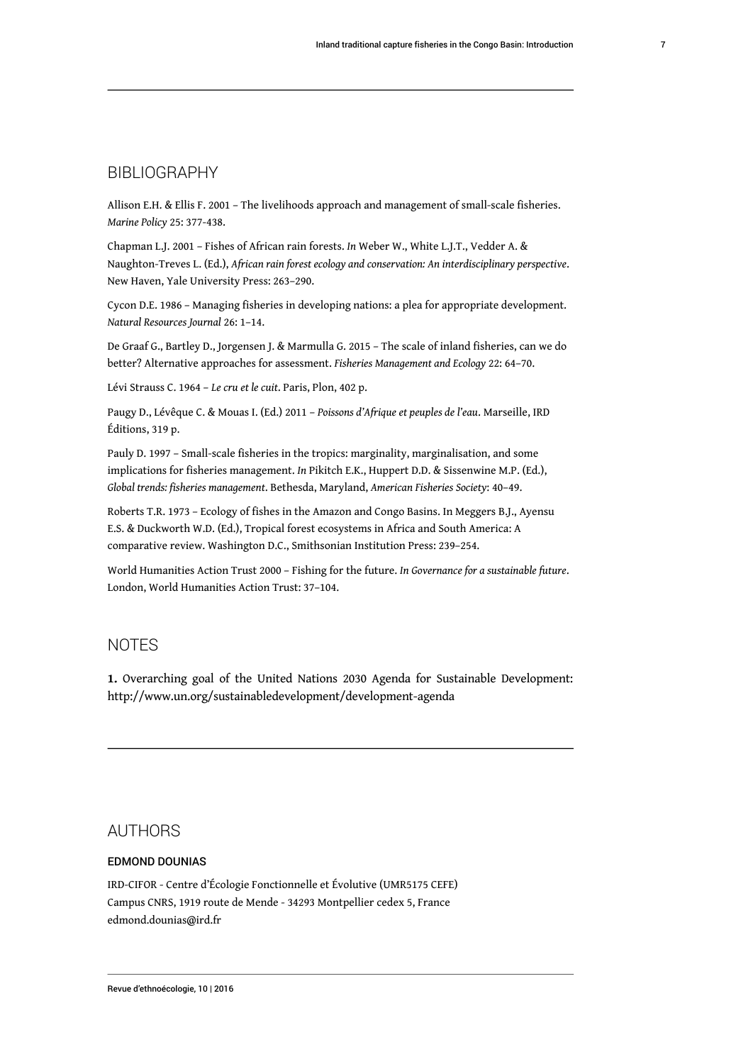## BIBLIOGRAPHY

Allison E.H. & Ellis F. 2001 – The livelihoods approach and management of small-scale fisheries. *Marine Policy* 25: 377-438.

Chapman L.J. 2001 – Fishes of African rain forests. *In* Weber W., White L.J.T., Vedder A. & Naughton-Treves L. (Ed.), *African rain forest ecology and conservation: An interdisciplinary perspective*. New Haven, Yale University Press: 263–290.

Cycon D.E. 1986 – Managing fisheries in developing nations: a plea for appropriate development. *Natural Resources Journal* 26: 1–14.

De Graaf G., Bartley D., Jorgensen J. & Marmulla G. 2015 – The scale of inland fisheries, can we do better? Alternative approaches for assessment. *Fisheries Management and Ecology* 22: 64–70.

Lévi Strauss C. 1964 – *Le cru et le cuit*. Paris, Plon, 402 p.

Paugy D., Lévêque C. & Mouas I. (Ed.) 2011 – *Poissons d'Afrique et peuples de l'eau*. Marseille, IRD Éditions, 319 p.

Pauly D. 1997 – Small-scale fisheries in the tropics: marginality, marginalisation, and some implications for fisheries management. *In* Pikitch E.K., Huppert D.D. & Sissenwine M.P. (Ed.), *Global trends: fisheries management*. Bethesda, Maryland, *American Fisheries Society*: 40–49.

Roberts T.R. 1973 – Ecology of fishes in the Amazon and Congo Basins. In Meggers B.J., Ayensu E.S. & Duckworth W.D. (Ed.), Tropical forest ecosystems in Africa and South America: A comparative review. Washington D.C., Smithsonian Institution Press: 239–254.

World Humanities Action Trust 2000 – Fishing for the future. *In Governance for a sustainable future*. London, World Humanities Action Trust: 37–104.

## NOTES

**1.** Overarching goal of the United Nations 2030 Agenda for Sustainable Development: http://www.un.org/sustainabledevelopment/development-agenda

## AUTHORS

### EDMOND DOUNIAS

IRD-CIFOR - Centre d'Écologie Fonctionnelle et Évolutive (UMR5175 CEFE)
Campus CNRS, 1919 route de Mende - 34293 Montpellier cedex 5, France
edmond.dounias@ird.fr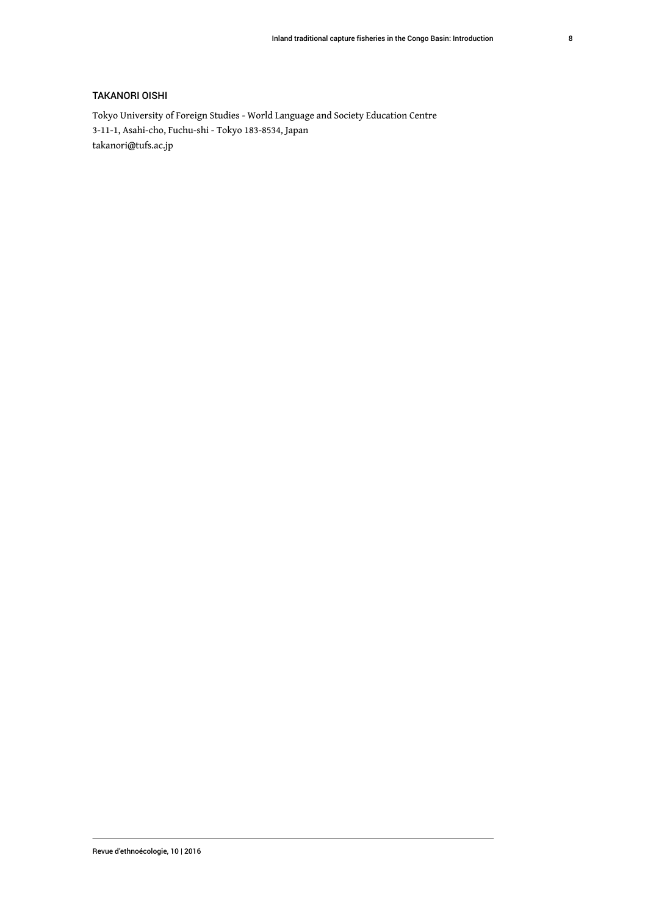### TAKANORI OISHI

Tokyo University of Foreign Studies - World Language and Society Education Centre
3-11-1, Asahi-cho, Fuchu-shi - Tokyo 183-8534, Japan
takanori@tufs.ac.jp